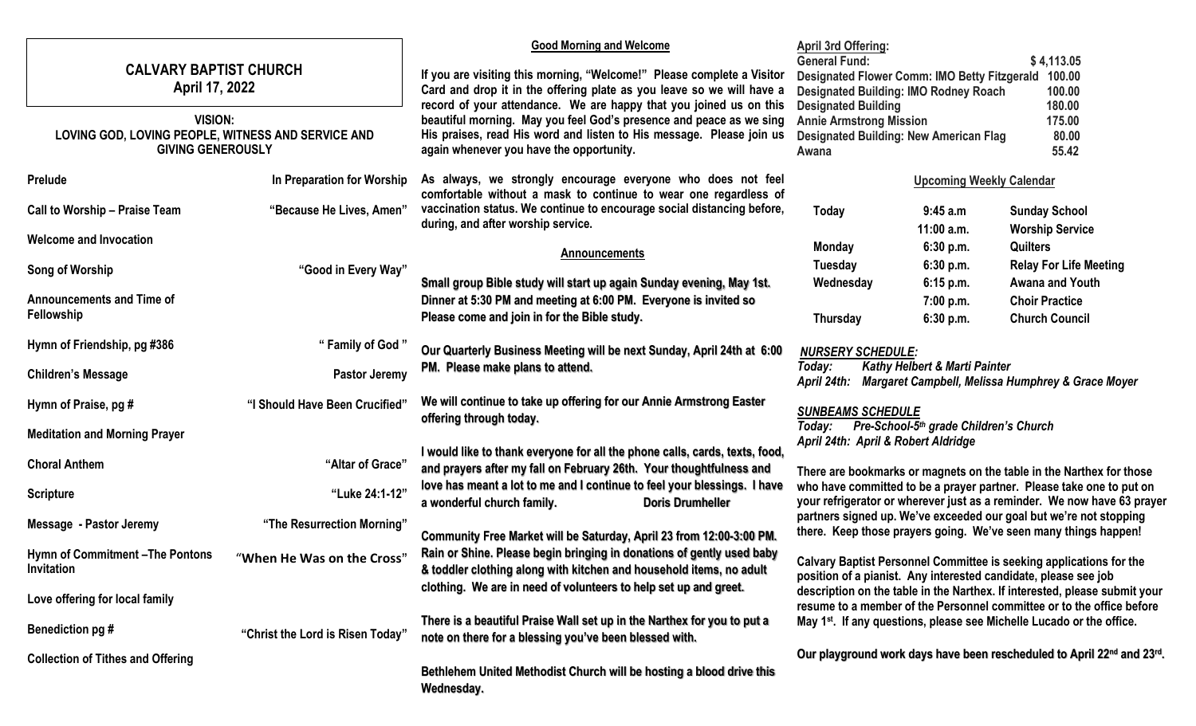# CALVARY BAPTIST CHURCH
## April 17, 2022

**VISION:**
**LOVING GOD, LOVING PEOPLE, WITNESS AND SERVICE AND GIVING GENEROUSLY**

| | |
|---|---|
| **Prelude** | **In Preparation for Worship** |
| **Call to Worship – Praise Team** | **"Because He Lives, Amen"** |
| **Welcome and Invocation** | |
| **Song of Worship** | **"Good in Every Way"** |
| **Announcements and Time of Fellowship** | |
| **Hymn of Friendship, pg #386** | **" Family of God "** |
| **Children's Message** | **Pastor Jeremy** |
| **Hymn of Praise, pg #** | **"I Should Have Been Crucified"** |
| **Meditation and Morning Prayer** | |
| **Choral Anthem** | **"Altar of Grace"** |
| **Scripture** | **"Luke 24:1-12"** |
| **Message - Pastor Jeremy** | **"The Resurrection Morning"** |
| **Hymn of Commitment –The Pontons Invitation** | **"When He Was on the Cross"** |
| **Love offering for local family** | |
| **Benediction pg #** | **"Christ the Lord is Risen Today"** |
| **Collection of Tithes and Offering** | |

### Good Morning and Welcome

**If you are visiting this morning, "Welcome!" Please complete a Visitor Card and drop it in the offering plate as you leave so we will have a record of your attendance. We are happy that you joined us on this beautiful morning. May you feel God's presence and peace as we sing His praises, read His word and listen to His message. Please join us again whenever you have the opportunity.**

**As always, we strongly encourage everyone who does not feel comfortable without a mask to continue to wear one regardless of vaccination status. We continue to encourage social distancing before, during, and after worship service.**

### Announcements

**Small group Bible study will start up again Sunday evening, May 1st. Dinner at 5:30 PM and meeting at 6:00 PM. Everyone is invited so Please come and join in for the Bible study.**

**Our Quarterly Business Meeting will be next Sunday, April 24th at 6:00 PM. Please make plans to attend.**

**We will continue to take up offering for our Annie Armstrong Easter offering through today.**

**I would like to thank everyone for all the phone calls, cards, texts, food, and prayers after my fall on February 26th. Your thoughtfulness and love has meant a lot to me and I continue to feel your blessings. I have a wonderful church family. Doris Drumheller**

**Community Free Market will be Saturday, April 23 from 12:00-3:00 PM. Rain or Shine. Please begin bringing in donations of gently used baby & toddler clothing along with kitchen and household items, no adult clothing. We are in need of volunteers to help set up and greet.**

**There is a beautiful Praise Wall set up in the Narthex for you to put a note on there for a blessing you've been blessed with.**

**Bethlehem United Methodist Church will be hosting a blood drive this Wednesday.**

**April 3rd Offering:**

| | |
|---|---|
| **General Fund:** | **$ 4,113.05** |
| **Designated Flower Comm: IMO Betty Fitzgerald** | **100.00** |
| **Designated Building: IMO Rodney Roach** | **100.00** |
| **Designated Building** | **180.00** |
| **Annie Armstrong Mission** | **175.00** |
| **Designated Building: New American Flag** | **80.00** |
| **Awana** | **55.42** |

### Upcoming Weekly Calendar

| | | |
|---|---|---|
| **Today** | **9:45 a.m** | **Sunday School** |
| | **11:00 a.m.** | **Worship Service** |
| **Monday** | **6:30 p.m.** | **Quilters** |
| **Tuesday** | **6:30 p.m.** | **Relay For Life Meeting** |
| **Wednesday** | **6:15 p.m.** | **Awana and Youth** |
| | **7:00 p.m.** | **Choir Practice** |
| **Thursday** | **6:30 p.m.** | **Church Council** |

***NURSERY SCHEDULE:***
***Today:*** ***Kathy Helbert & Marti Painter***
***April 24th:*** ***Margaret Campbell, Melissa Humphrey & Grace Moyer***

***SUNBEAMS SCHEDULE***
***Today:*** ***Pre-School-5th grade Children's Church***
***April 24th: April & Robert Aldridge***

**There are bookmarks or magnets on the table in the Narthex for those who have committed to be a prayer partner. Please take one to put on your refrigerator or wherever just as a reminder. We now have 63 prayer partners signed up. We've exceeded our goal but we're not stopping there. Keep those prayers going. We've seen many things happen!**

**Calvary Baptist Personnel Committee is seeking applications for the position of a pianist. Any interested candidate, please see job description on the table in the Narthex. If interested, please submit your resume to a member of the Personnel committee or to the office before May 1st. If any questions, please see Michelle Lucado or the office.**

**Our playground work days have been rescheduled to April 22nd and 23rd.**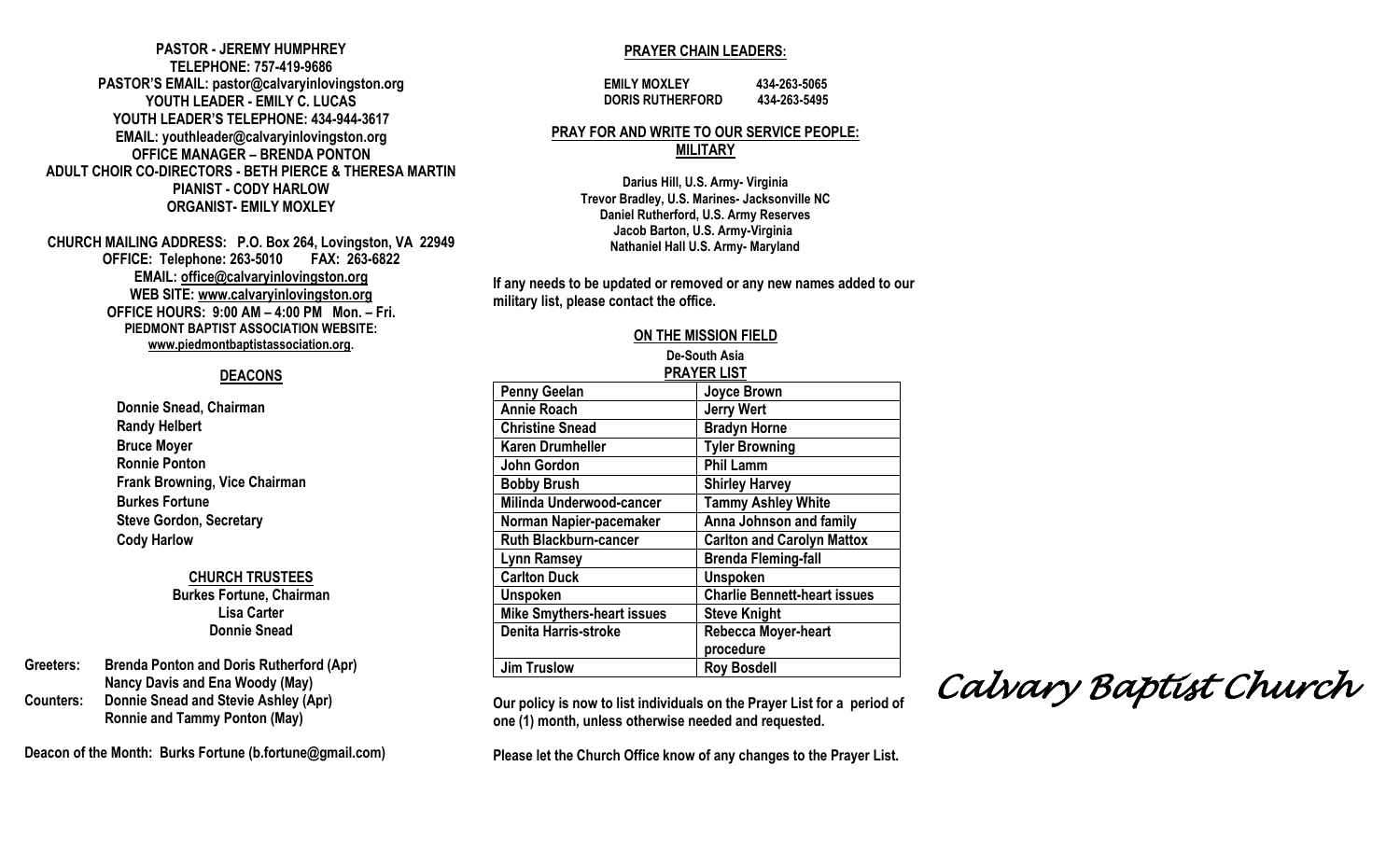**PASTOR - JEREMY HUMPHREY**
**TELEPHONE: 757-419-9686**
**PASTOR'S EMAIL: pastor@calvaryinlovingston.org**
**YOUTH LEADER - EMILY C. LUCAS**
**YOUTH LEADER'S TELEPHONE: 434-944-3617**
**EMAIL: youthleader@calvaryinlovingston.org**
**OFFICE MANAGER – BRENDA PONTON**
**ADULT CHOIR CO-DIRECTORS - BETH PIERCE & THERESA MARTIN**
**PIANIST - CODY HARLOW**
**ORGANIST- EMILY MOXLEY**

**CHURCH MAILING ADDRESS: P.O. Box 264, Lovingston, VA 22949**
**OFFICE: Telephone: 263-5010 FAX: 263-6822**
**EMAIL: office@calvaryinlovingston.org**
**WEB SITE: www.calvaryinlovingston.org**
**OFFICE HOURS: 9:00 AM – 4:00 PM Mon. – Fri.**
**PIEDMONT BAPTIST ASSOCIATION WEBSITE:**
**www.piedmontbaptistassociation.org.**

## DEACONS

**Donnie Snead, Chairman**
**Randy Helbert**
**Bruce Moyer**
**Ronnie Ponton**
**Frank Browning, Vice Chairman**
**Burkes Fortune**
**Steve Gordon, Secretary**
**Cody Harlow**

## CHURCH TRUSTEES

**Burkes Fortune, Chairman**
**Lisa Carter**
**Donnie Snead**

**Greeters:** Brenda Ponton and Doris Rutherford (Apr)
Nancy Davis and Ena Woody (May)
**Counters:** Donnie Snead and Stevie Ashley (Apr)
Ronnie and Tammy Ponton (May)

**Deacon of the Month: Burks Fortune (b.fortune@gmail.com)**

## PRAYER CHAIN LEADERS:

**EMILY MOXLEY 434-263-5065**
**DORIS RUTHERFORD 434-263-5495**

## PRAY FOR AND WRITE TO OUR SERVICE PEOPLE:

## MILITARY

**Darius Hill, U.S. Army- Virginia**
**Trevor Bradley, U.S. Marines- Jacksonville NC**
**Daniel Rutherford, U.S. Army Reserves**
**Jacob Barton, U.S. Army-Virginia**
**Nathaniel Hall U.S. Army- Maryland**

**If any needs to be updated or removed or any new names added to our military list, please contact the office.**

## ON THE MISSION FIELD

**De-South Asia**

## PRAYER LIST

| | |
|---|---|
| Penny Geelan | Joyce Brown |
| Annie Roach | Jerry Wert |
| Christine Snead | Bradyn Horne |
| Karen Drumheller | Tyler Browning |
| John Gordon | Phil Lamm |
| Bobby Brush | Shirley Harvey |
| Milinda Underwood-cancer | Tammy Ashley White |
| Norman Napier-pacemaker | Anna Johnson and family |
| Ruth Blackburn-cancer | Carlton and Carolyn Mattox |
| Lynn Ramsey | Brenda Fleming-fall |
| Carlton Duck | Unspoken |
| Unspoken | Charlie Bennett-heart issues |
| Mike Smythers-heart issues | Steve Knight |
| Denita Harris-stroke | Rebecca Moyer-heart procedure |
| Jim Truslow | Roy Bosdell |

**Our policy is now to list individuals on the Prayer List for a period of one (1) month, unless otherwise needed and requested.**

**Please let the Church Office know of any changes to the Prayer List.**

*Calvary Baptist Church*